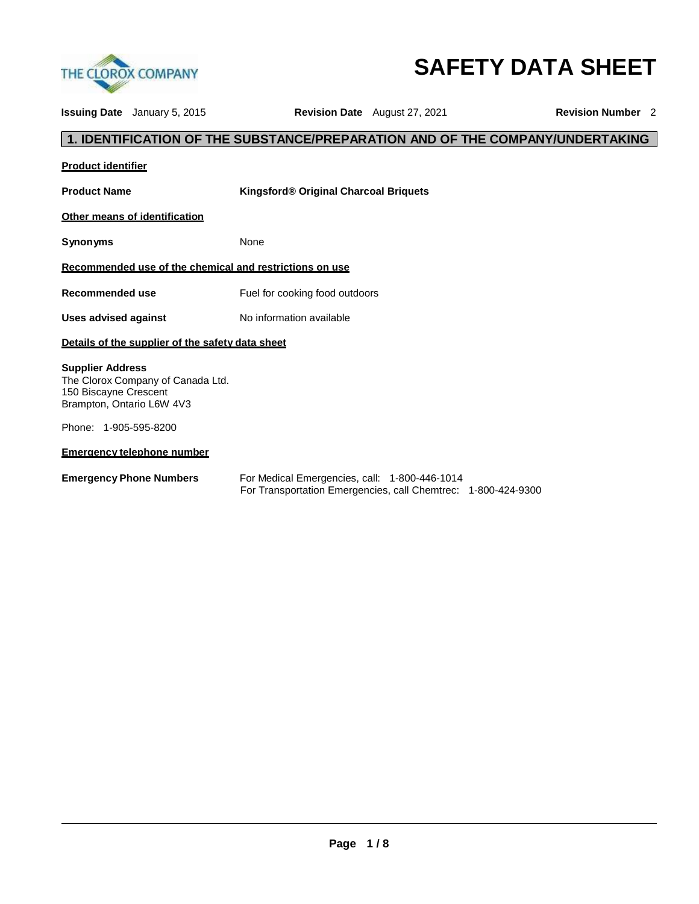THE CLOROX COMPANY

# SAFETY DATA SHEET

**Issuing Date** January 5, 2015 **Revision Date** August 27, 2021 **Revision Number** 2

## 1. IDENTIFICATION OF THE SUBSTANCE/PREPARATION AND OF THE COMPANY/UNDERTAKING

**Product identifier**

**Product Name** **Kingsford® Original Charcoal Briquets**

**Other means of identification**

**Synonyms** None

**Recommended use of the chemical and restrictions on use**

**Recommended use** Fuel for cooking food outdoors

**Uses advised against** No information available

**Details of the supplier of the safety data sheet**

**Supplier Address**
The Clorox Company of Canada Ltd.
150 Biscayne Crescent
Brampton, Ontario L6W 4V3

Phone: 1-905-595-8200

**Emergency telephone number**

**Emergency Phone Numbers** For Medical Emergencies, call: 1-800-446-1014
For Transportation Emergencies, call Chemtrec: 1-800-424-9300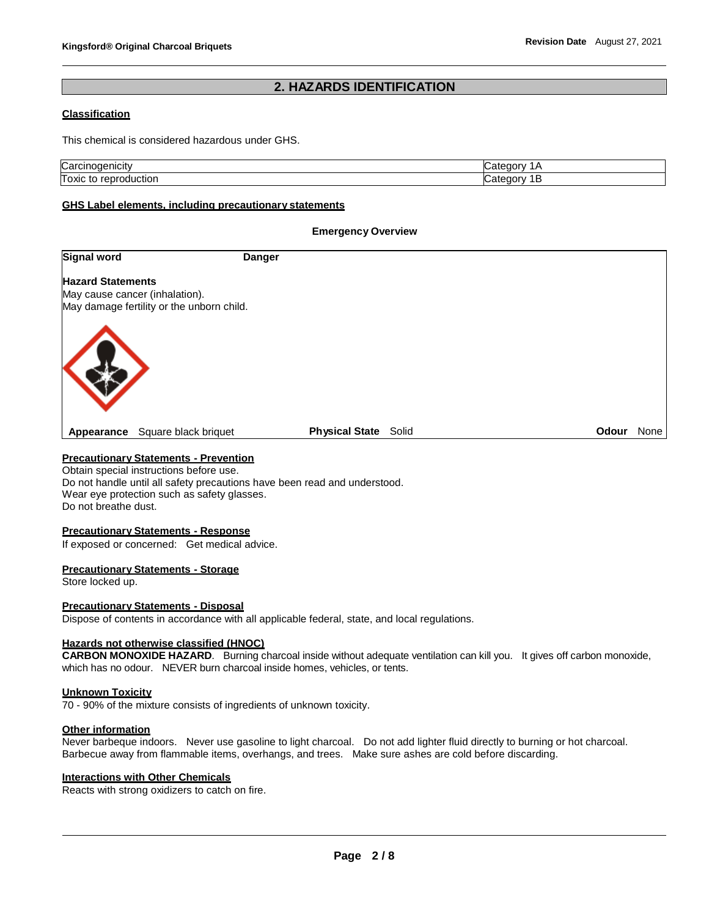## 2. HAZARDS IDENTIFICATION

**Classification**

This chemical is considered hazardous under GHS.

| | |
|---|---|
| Carcinogenicity | Category 1A |
| Toxic to reproduction | Category 1B |

**GHS Label elements, including precautionary statements**

**Emergency Overview**

**Signal word** **Danger**

**Hazard Statements**
May cause cancer (inhalation).
May damage fertility or the unborn child.

**Appearance** Square black briquet **Physical State** Solid **Odour** None

**Precautionary Statements - Prevention**
Obtain special instructions before use.
Do not handle until all safety precautions have been read and understood.
Wear eye protection such as safety glasses.
Do not breathe dust.

**Precautionary Statements - Response**
If exposed or concerned: Get medical advice.

**Precautionary Statements - Storage**
Store locked up.

**Precautionary Statements - Disposal**
Dispose of contents in accordance with all applicable federal, state, and local regulations.

**Hazards not otherwise classified (HNOC)**
**CARBON MONOXIDE HAZARD**. Burning charcoal inside without adequate ventilation can kill you. It gives off carbon monoxide, which has no odour. NEVER burn charcoal inside homes, vehicles, or tents.

**Unknown Toxicity**
70 - 90% of the mixture consists of ingredients of unknown toxicity.

**Other information**
Never barbeque indoors. Never use gasoline to light charcoal. Do not add lighter fluid directly to burning or hot charcoal. Barbecue away from flammable items, overhangs, and trees. Make sure ashes are cold before discarding.

**Interactions with Other Chemicals**
Reacts with strong oxidizers to catch on fire.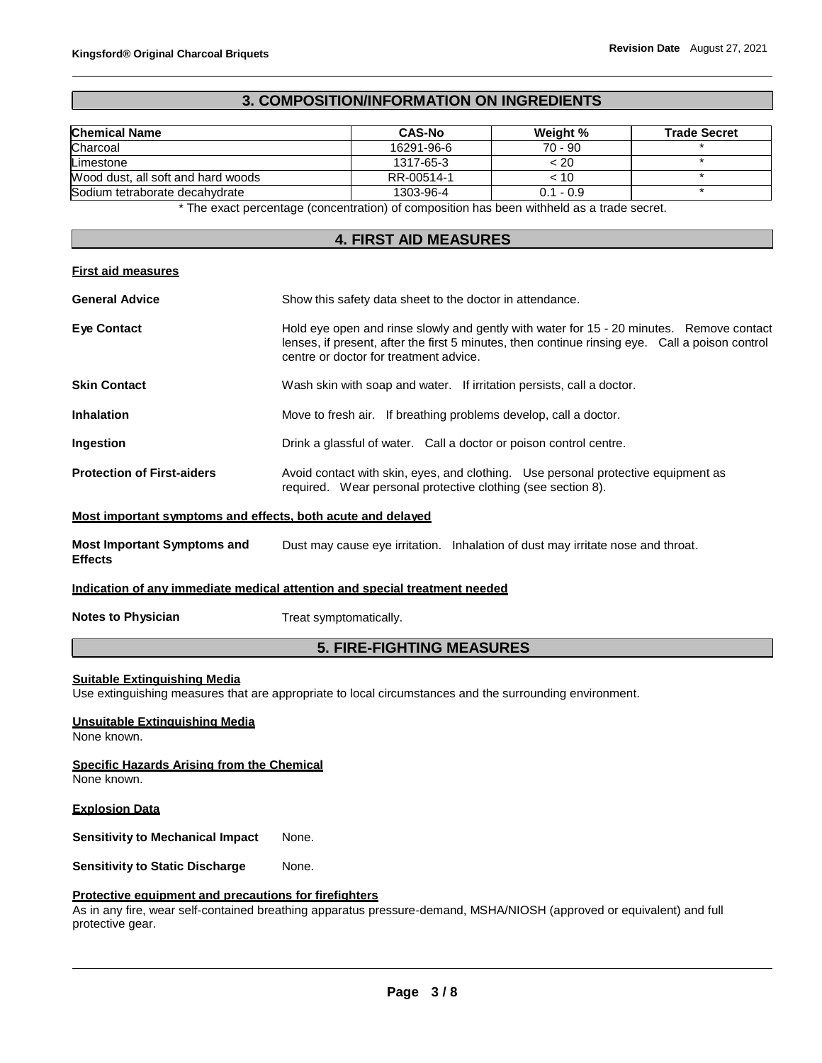## 3. COMPOSITION/INFORMATION ON INGREDIENTS

| Chemical Name | CAS-No | Weight % | Trade Secret |
|---|---|---|---|
| Charcoal | 16291-96-6 | 70 - 90 | * |
| Limestone | 1317-65-3 | < 20 | * |
| Wood dust, all soft and hard woods | RR-00514-1 | < 10 | * |
| Sodium tetraborate decahydrate | 1303-96-4 | 0.1 - 0.9 | * |

* The exact percentage (concentration) of composition has been withheld as a trade secret.

## 4. FIRST AID MEASURES

**First aid measures**

**General Advice** Show this safety data sheet to the doctor in attendance.

**Eye Contact** Hold eye open and rinse slowly and gently with water for 15 - 20 minutes. Remove contact lenses, if present, after the first 5 minutes, then continue rinsing eye. Call a poison control centre or doctor for treatment advice.

**Skin Contact** Wash skin with soap and water. If irritation persists, call a doctor.

**Inhalation** Move to fresh air. If breathing problems develop, call a doctor.

**Ingestion** Drink a glassful of water. Call a doctor or poison control centre.

**Protection of First-aiders** Avoid contact with skin, eyes, and clothing. Use personal protective equipment as required. Wear personal protective clothing (see section 8).

**Most important symptoms and effects, both acute and delayed**

**Most Important Symptoms and Effects** Dust may cause eye irritation. Inhalation of dust may irritate nose and throat.

**Indication of any immediate medical attention and special treatment needed**

**Notes to Physician** Treat symptomatically.

## 5. FIRE-FIGHTING MEASURES

**Suitable Extinguishing Media**

Use extinguishing measures that are appropriate to local circumstances and the surrounding environment.

**Unsuitable Extinguishing Media**

None known.

**Specific Hazards Arising from the Chemical**

None known.

**Explosion Data**

**Sensitivity to Mechanical Impact** None.

**Sensitivity to Static Discharge** None.

**Protective equipment and precautions for firefighters**

As in any fire, wear self-contained breathing apparatus pressure-demand, MSHA/NIOSH (approved or equivalent) and full protective gear.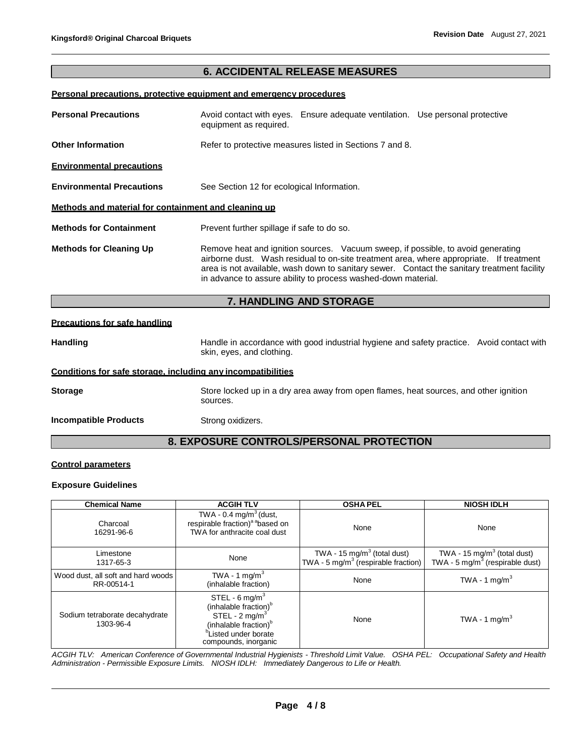## 6. ACCIDENTAL RELEASE MEASURES

**Personal precautions, protective equipment and emergency procedures**

**Personal Precautions** Avoid contact with eyes. Ensure adequate ventilation. Use personal protective equipment as required.

**Other Information** Refer to protective measures listed in Sections 7 and 8.

**Environmental precautions**

**Environmental Precautions** See Section 12 for ecological Information.

**Methods and material for containment and cleaning up**

**Methods for Containment** Prevent further spillage if safe to do so.

**Methods for Cleaning Up** Remove heat and ignition sources. Vacuum sweep, if possible, to avoid generating airborne dust. Wash residual to on-site treatment area, where appropriate. If treatment area is not available, wash down to sanitary sewer. Contact the sanitary treatment facility in advance to assure ability to process washed-down material.

## 7. HANDLING AND STORAGE

**Precautions for safe handling**

**Handling** Handle in accordance with good industrial hygiene and safety practice. Avoid contact with skin, eyes, and clothing.

**Conditions for safe storage, including any incompatibilities**

**Storage** Store locked up in a dry area away from open flames, heat sources, and other ignition sources.

**Incompatible Products** Strong oxidizers.

## 8. EXPOSURE CONTROLS/PERSONAL PROTECTION

**Control parameters**

**Exposure Guidelines**

| Chemical Name | ACGIH TLV | OSHA PEL | NIOSH IDLH |
|---|---|---|---|
| Charcoal 16291-96-6 | TWA - 0.4 mg/m$^3$ (dust, respirable fraction)[a] [a]based on TWA for anthracite coal dust | None | None |
| Limestone 1317-65-3 | None | TWA - 15 mg/m$^3$ (total dust) TWA - 5 mg/m$^3$ (respirable fraction) | TWA - 15 mg/m$^3$ (total dust) TWA - 5 mg/m$^3$ (respirable dust) |
| Wood dust, all soft and hard woods RR-00514-1 | TWA - 1 mg/m$^3$ (inhalable fraction) | None | TWA - 1 mg/m$^3$ |
| Sodium tetraborate decahydrate 1303-96-4 | STEL - 6 mg/m$^3$ (inhalable fraction)[b] STEL - 2 mg/m$^3$ (inhalable fraction)[b] [b]Listed under borate compounds, inorganic | None | TWA - 1 mg/m$^3$ |

*ACGIH TLV: American Conference of Governmental Industrial Hygienists - Threshold Limit Value. OSHA PEL: Occupational Safety and Health Administration - Permissible Exposure Limits. NIOSH IDLH: Immediately Dangerous to Life or Health.*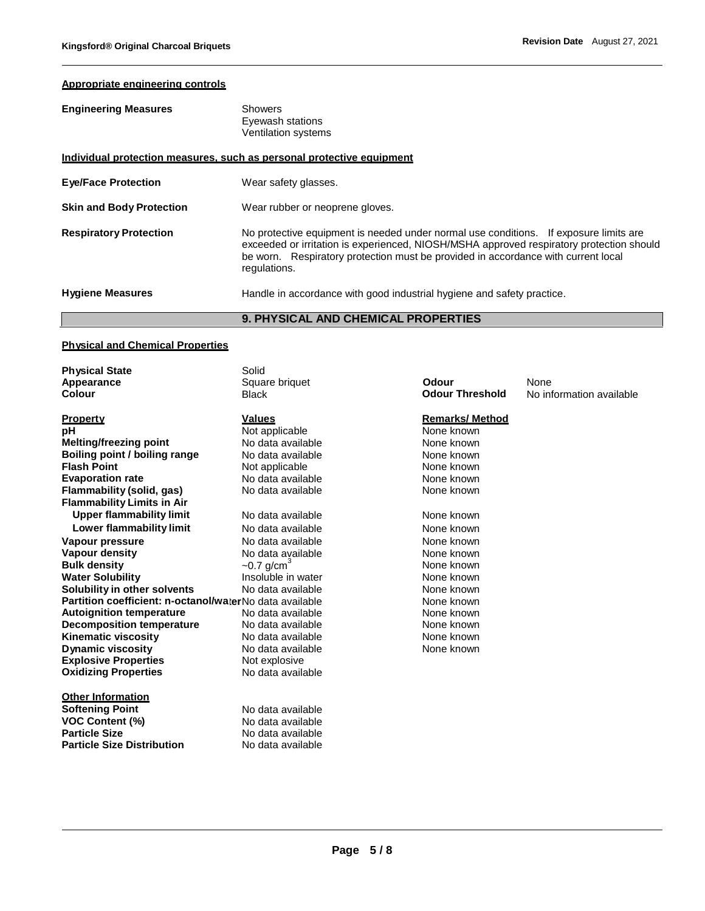**Appropriate engineering controls**

| | |
|---|---|
| **Engineering Measures** | Showers<br>Eyewash stations<br>Ventilation systems |

**Individual protection measures, such as personal protective equipment**

| | |
|---|---|
| **Eye/Face Protection** | Wear safety glasses. |
| **Skin and Body Protection** | Wear rubber or neoprene gloves. |
| **Respiratory Protection** | No protective equipment is needed under normal use conditions. If exposure limits are exceeded or irritation is experienced, NIOSH/MSHA approved respiratory protection should be worn. Respiratory protection must be provided in accordance with current local regulations. |
| **Hygiene Measures** | Handle in accordance with good industrial hygiene and safety practice. |

## 9. PHYSICAL AND CHEMICAL PROPERTIES

**Physical and Chemical Properties**

| | | | |
|---|---|---|---|
| **Physical State** | Solid | | |
| **Appearance** | Square briquet | **Odour** | None |
| **Colour** | Black | **Odour Threshold** | No information available |

| Property | Values | Remarks/ Method |
|---|---|---|
| **pH** | Not applicable | None known |
| **Melting/freezing point** | No data available | None known |
| **Boiling point / boiling range** | No data available | None known |
| **Flash Point** | Not applicable | None known |
| **Evaporation rate** | No data available | None known |
| **Flammability (solid, gas)** | No data available | None known |
| **Flammability Limits in Air** | | |
| **Upper flammability limit** | No data available | None known |
| **Lower flammability limit** | No data available | None known |
| **Vapour pressure** | No data available | None known |
| **Vapour density** | No data available | None known |
| **Bulk density** | ~0.7 g/cm$^3$ | None known |
| **Water Solubility** | Insoluble in water | None known |
| **Solubility in other solvents** | No data available | None known |
| **Partition coefficient: n-octanol/water** | No data available | None known |
| **Autoignition temperature** | No data available | None known |
| **Decomposition temperature** | No data available | None known |
| **Kinematic viscosity** | No data available | None known |
| **Dynamic viscosity** | No data available | None known |
| **Explosive Properties** | Not explosive | |
| **Oxidizing Properties** | No data available | |

**Other Information**

| | |
|---|---|
| **Softening Point** | No data available |
| **VOC Content (%)** | No data available |
| **Particle Size** | No data available |
| **Particle Size Distribution** | No data available |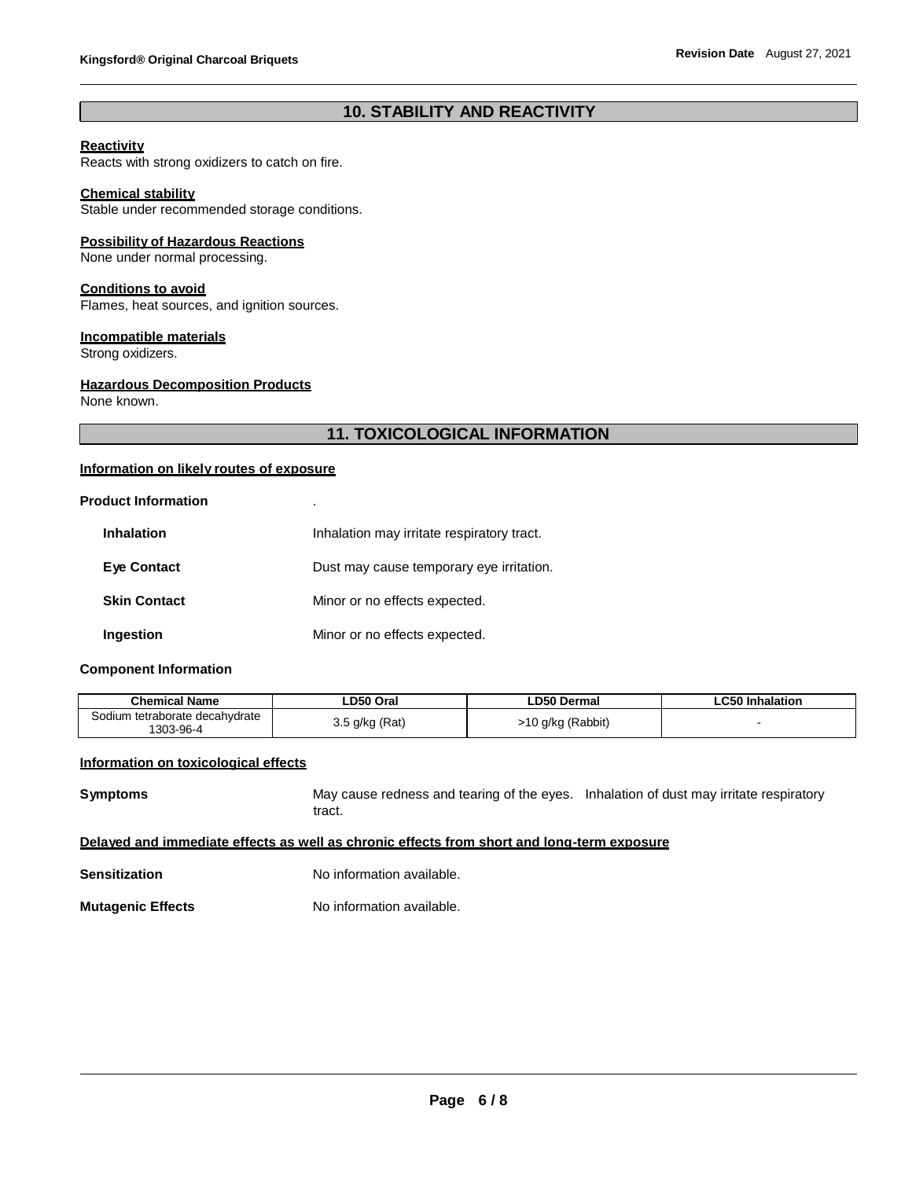## 10. STABILITY AND REACTIVITY

**Reactivity**
Reacts with strong oxidizers to catch on fire.

**Chemical stability**
Stable under recommended storage conditions.

**Possibility of Hazardous Reactions**
None under normal processing.

**Conditions to avoid**
Flames, heat sources, and ignition sources.

**Incompatible materials**
Strong oxidizers.

**Hazardous Decomposition Products**
None known.

## 11. TOXICOLOGICAL INFORMATION

**Information on likely routes of exposure**

**Product Information** .

**Inhalation** Inhalation may irritate respiratory tract.

**Eye Contact** Dust may cause temporary eye irritation.

**Skin Contact** Minor or no effects expected.

**Ingestion** Minor or no effects expected.

**Component Information**

| Chemical Name | LD50 Oral | LD50 Dermal | LC50 Inhalation |
|---|---|---|---|
| Sodium tetraborate decahydrate 1303-96-4 | 3.5 g/kg (Rat) | >10 g/kg (Rabbit) | - |

**Information on toxicological effects**

**Symptoms** May cause redness and tearing of the eyes. Inhalation of dust may irritate respiratory tract.

**Delayed and immediate effects as well as chronic effects from short and long-term exposure**

**Sensitization** No information available.

**Mutagenic Effects** No information available.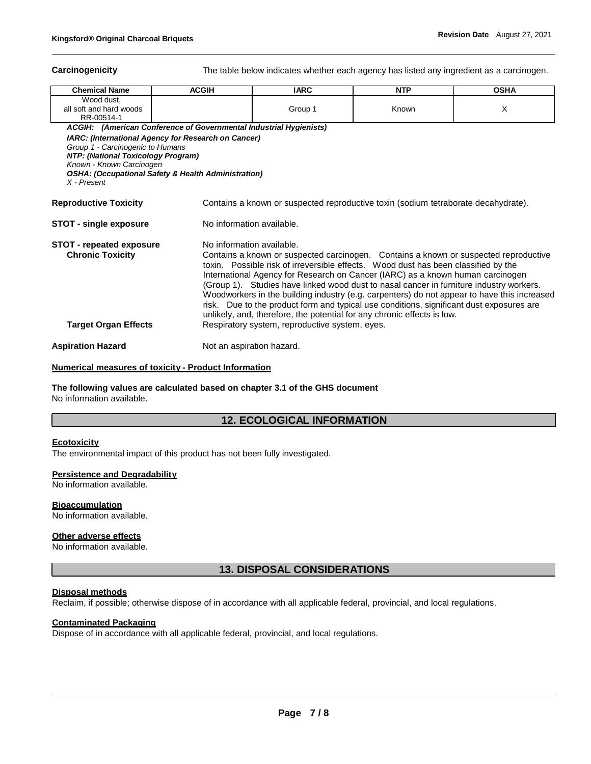**Carcinogenicity** The table below indicates whether each agency has listed any ingredient as a carcinogen.

| Chemical Name | ACGIH | IARC | NTP | OSHA |
| --- | --- | --- | --- | --- |
| Wood dust, all soft and hard woods RR-00514-1 | | Group 1 | Known | X |

*ACGIH: (American Conference of Governmental Industrial Hygienists)*
*IARC: (International Agency for Research on Cancer)*
*Group 1 - Carcinogenic to Humans*
*NTP: (National Toxicology Program)*
*Known - Known Carcinogen*
*OSHA: (Occupational Safety & Health Administration)*
*X - Present*

**Reproductive Toxicity** Contains a known or suspected reproductive toxin (sodium tetraborate decahydrate).

**STOT - single exposure** No information available.

**STOT - repeated exposure** No information available.

**Chronic Toxicity** Contains a known or suspected carcinogen. Contains a known or suspected reproductive toxin. Possible risk of irreversible effects. Wood dust has been classified by the International Agency for Research on Cancer (IARC) as a known human carcinogen (Group 1). Studies have linked wood dust to nasal cancer in furniture industry workers. Woodworkers in the building industry (e.g. carpenters) do not appear to have this increased risk. Due to the product form and typical use conditions, significant dust exposures are unlikely, and, therefore, the potential for any chronic effects is low.

**Target Organ Effects** Respiratory system, reproductive system, eyes.

**Aspiration Hazard** Not an aspiration hazard.

**Numerical measures of toxicity - Product Information**

**The following values are calculated based on chapter 3.1 of the GHS document**
No information available.

## 12. ECOLOGICAL INFORMATION

**Ecotoxicity**
The environmental impact of this product has not been fully investigated.

**Persistence and Degradability**
No information available.

**Bioaccumulation**
No information available.

**Other adverse effects**
No information available.

## 13. DISPOSAL CONSIDERATIONS

**Disposal methods**
Reclaim, if possible; otherwise dispose of in accordance with all applicable federal, provincial, and local regulations.

**Contaminated Packaging**
Dispose of in accordance with all applicable federal, provincial, and local regulations.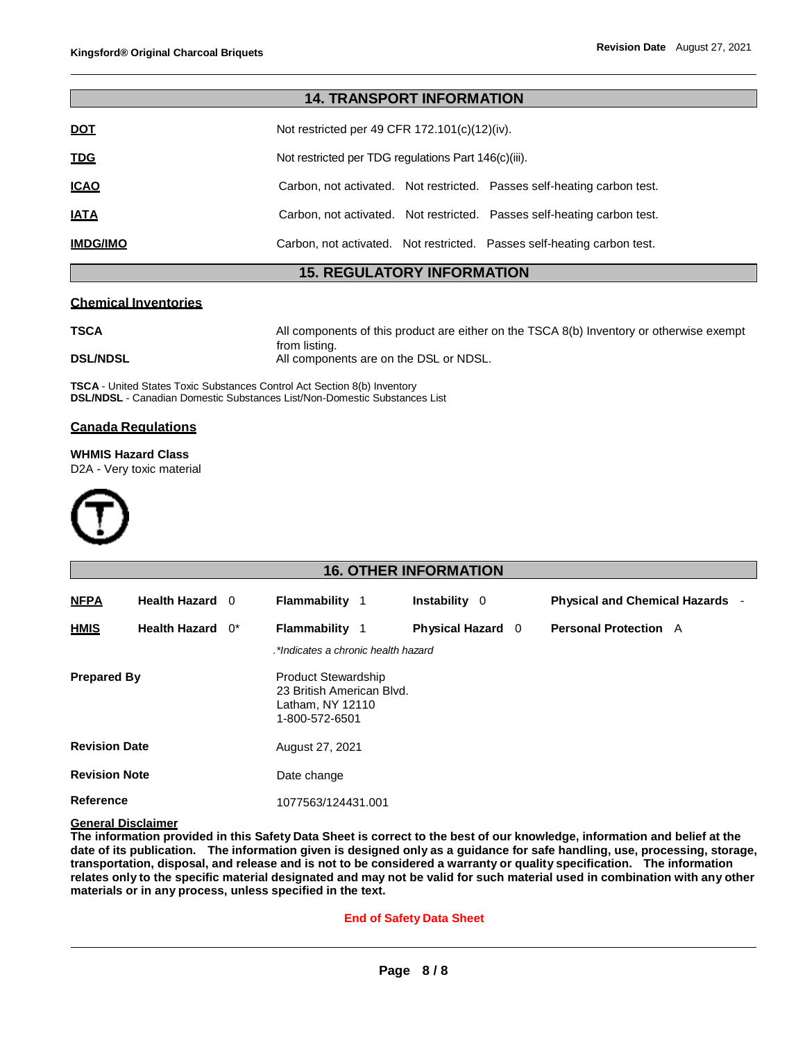## 14. TRANSPORT INFORMATION

| | |
|---|---|
| **DOT** | Not restricted per 49 CFR 172.101(c)(12)(iv). |
| **TDG** | Not restricted per TDG regulations Part 146(c)(iii). |
| **ICAO** | Carbon, not activated. Not restricted. Passes self-heating carbon test. |
| **IATA** | Carbon, not activated. Not restricted. Passes self-heating carbon test. |
| **IMDG/IMO** | Carbon, not activated. Not restricted. Passes self-heating carbon test. |

## 15. REGULATORY INFORMATION

### Chemical Inventories

| | |
|---|---|
| **TSCA** | All components of this product are either on the TSCA 8(b) Inventory or otherwise exempt from listing. |
| **DSL/NDSL** | All components are on the DSL or NDSL. |

**TSCA** - United States Toxic Substances Control Act Section 8(b) Inventory
**DSL/NDSL** - Canadian Domestic Substances List/Non-Domestic Substances List

### Canada Regulations

**WHMIS Hazard Class**
D2A - Very toxic material

## 16. OTHER INFORMATION

| | | | | |
|---|---|---|---|---|
| **NFPA** | **Health Hazard** 0 | **Flammability** 1 | **Instability** 0 | **Physical and Chemical Hazards** - |
| **HMIS** | **Health Hazard** 0* | **Flammability** 1 | **Physical Hazard** 0 | **Personal Protection** A |

*.*Indicates a chronic health hazard*

| | |
|---|---|
| **Prepared By** | Product Stewardship<br>23 British American Blvd.<br>Latham, NY 12110<br>1-800-572-6501 |
| **Revision Date** | August 27, 2021 |
| **Revision Note** | Date change |
| **Reference** | 1077563/124431.001 |

**General Disclaimer**
**The information provided in this Safety Data Sheet is correct to the best of our knowledge, information and belief at the date of its publication. The information given is designed only as a guidance for safe handling, use, processing, storage, transportation, disposal, and release and is not to be considered a warranty or quality specification. The information relates only to the specific material designated and may not be valid for such material used in combination with any other materials or in any process, unless specified in the text.**

**End of Safety Data Sheet**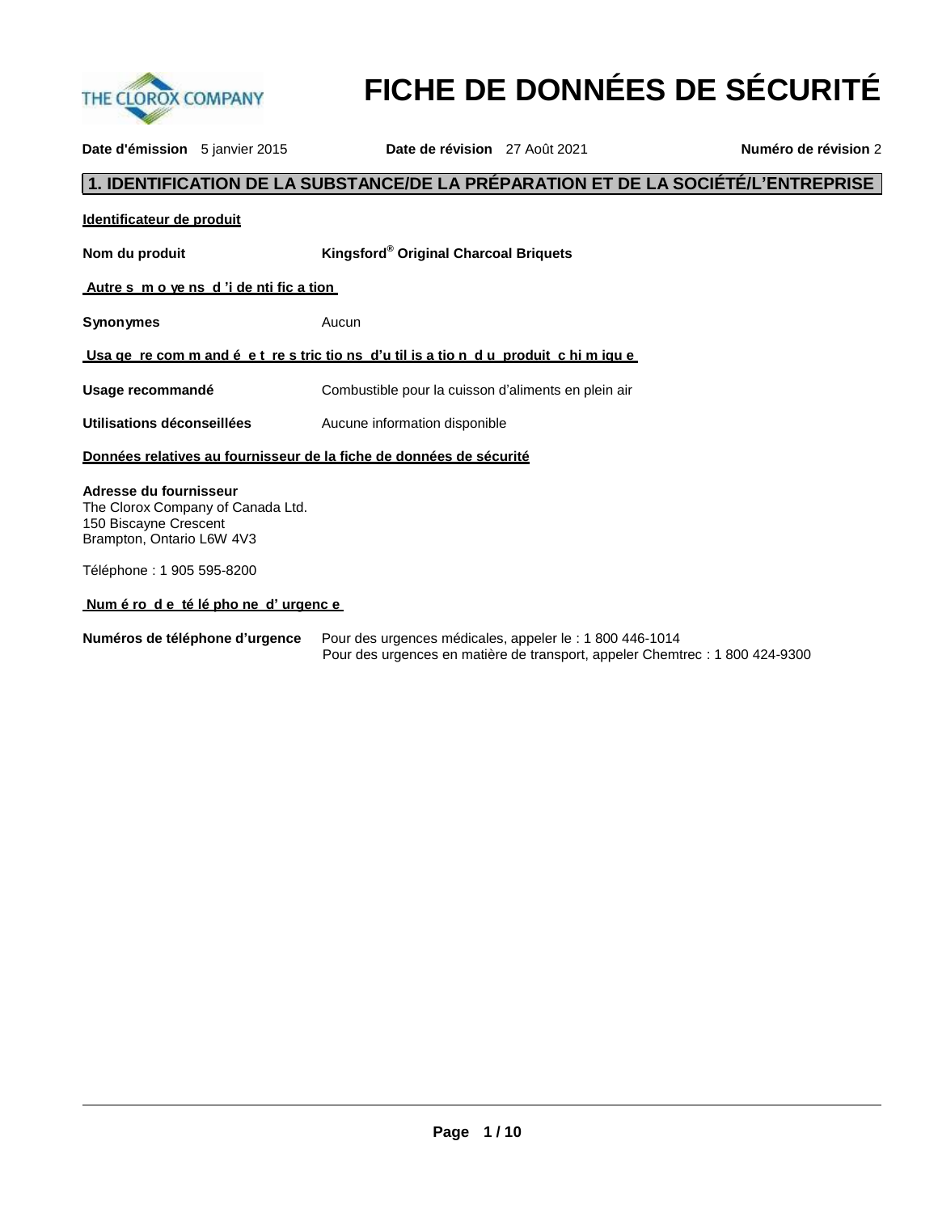# FICHE DE DONNÉES DE SÉCURITÉ

**Date d'émission** 5 janvier 2015 **Date de révision** 27 Août 2021 **Numéro de révision** 2

## 1. IDENTIFICATION DE LA SUBSTANCE/DE LA PRÉPARATION ET DE LA SOCIÉTÉ/L'ENTREPRISE

**Identificateur de produit**

**Nom du produit** **Kingsford® Original Charcoal Briquets**

**Autres moyens d'identification**

**Synonymes** Aucun

**Usage recommandé et restrictions d'utilisation du produit chimique**

**Usage recommandé** Combustible pour la cuisson d'aliments en plein air

**Utilisations déconseillées** Aucune information disponible

**Données relatives au fournisseur de la fiche de données de sécurité**

**Adresse du fournisseur**
The Clorox Company of Canada Ltd.
150 Biscayne Crescent
Brampton, Ontario L6W 4V3

Téléphone : 1 905 595-8200

**Numéro de téléphone d'urgence**

**Numéros de téléphone d'urgence** Pour des urgences médicales, appeler le : 1 800 446-1014
Pour des urgences en matière de transport, appeler Chemtrec : 1 800 424-9300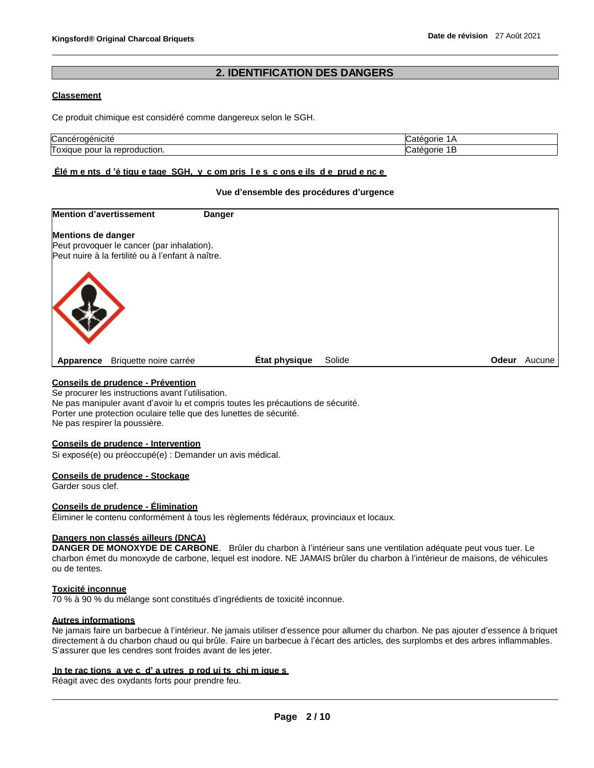## 2. IDENTIFICATION DES DANGERS

**Classement**

Ce produit chimique est considéré comme dangereux selon le SGH.

| | |
|---|---|
| Cancérogénicité | Catégorie 1A |
| Toxique pour la reproduction. | Catégorie 1B |

**Éléments d'étiquetage SGH, y compris les conseils de prudence**

**Vue d'ensemble des procédures d'urgence**

**Mention d'avertissement** **Danger**

**Mentions de danger**
Peut provoquer le cancer (par inhalation).
Peut nuire à la fertilité ou à l'enfant à naître.

**Apparence** Briquette noire carrée **État physique** Solide **Odeur** Aucune

**Conseils de prudence - Prévention**
Se procurer les instructions avant l'utilisation.
Ne pas manipuler avant d'avoir lu et compris toutes les précautions de sécurité.
Porter une protection oculaire telle que des lunettes de sécurité.
Ne pas respirer la poussière.

**Conseils de prudence - Intervention**
Si exposé(e) ou préoccupé(e) : Demander un avis médical.

**Conseils de prudence - Stockage**
Garder sous clef.

**Conseils de prudence - Élimination**
Éliminer le contenu conformément à tous les règlements fédéraux, provinciaux et locaux.

**Dangers non classés ailleurs (DNCA)**
**DANGER DE MONOXYDE DE CARBONE**. Brûler du charbon à l'intérieur sans une ventilation adéquate peut vous tuer. Le charbon émet du monoxyde de carbone, lequel est inodore. NE JAMAIS brûler du charbon à l'intérieur de maisons, de véhicules ou de tentes.

**Toxicité inconnue**
70 % à 90 % du mélange sont constitués d'ingrédients de toxicité inconnue.

**Autres informations**
Ne jamais faire un barbecue à l'intérieur. Ne jamais utiliser d'essence pour allumer du charbon. Ne pas ajouter d'essence à briquet directement à du charbon chaud ou qui brûle. Faire un barbecue à l'écart des articles, des surplombs et des arbres inflammables. S'assurer que les cendres sont froides avant de les jeter.

**Interactions avec d'autres produits chimiques**
Réagit avec des oxydants forts pour prendre feu.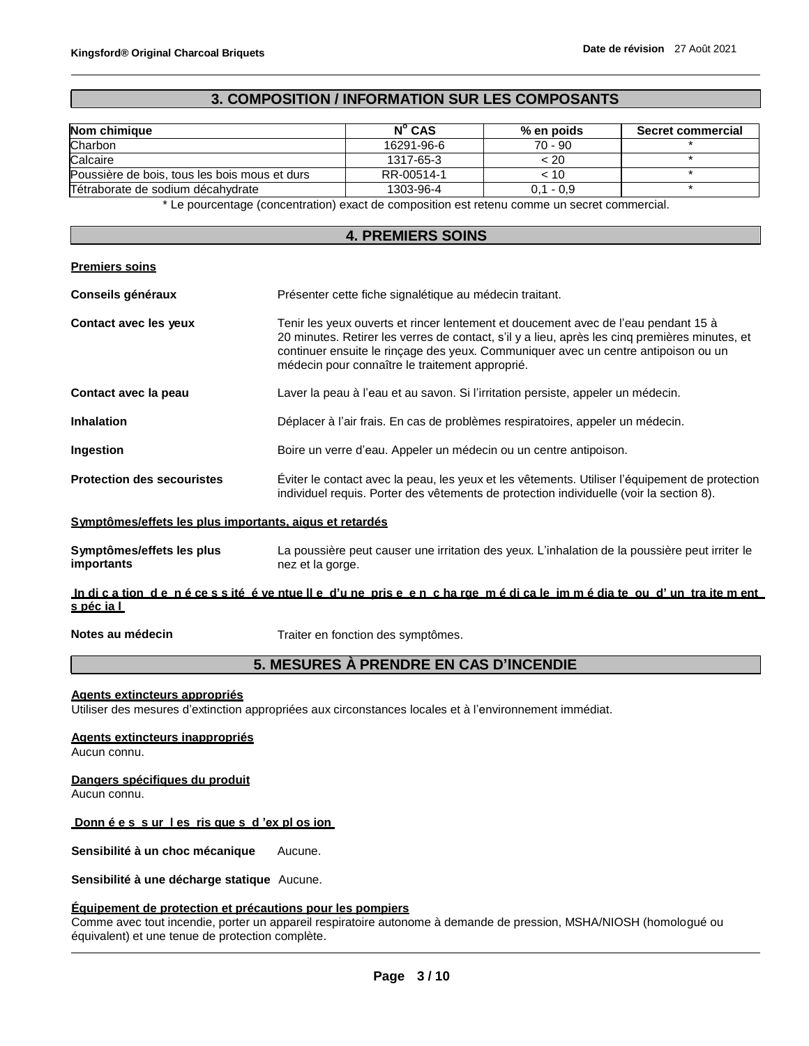## 3. COMPOSITION / INFORMATION SUR LES COMPOSANTS

| Nom chimique | N° CAS | % en poids | Secret commercial |
|---|---|---|---|
| Charbon | 16291-96-6 | 70 - 90 | * |
| Calcaire | 1317-65-3 | < 20 | * |
| Poussière de bois, tous les bois mous et durs | RR-00514-1 | < 10 | * |
| Tétraborate de sodium décahydrate | 1303-96-4 | 0,1 - 0,9 | * |

* Le pourcentage (concentration) exact de composition est retenu comme un secret commercial.

## 4. PREMIERS SOINS

**Premiers soins**

**Conseils généraux** Présenter cette fiche signalétique au médecin traitant.

**Contact avec les yeux** Tenir les yeux ouverts et rincer lentement et doucement avec de l'eau pendant 15 à 20 minutes. Retirer les verres de contact, s'il y a lieu, après les cinq premières minutes, et continuer ensuite le rinçage des yeux. Communiquer avec un centre antipoison ou un médecin pour connaître le traitement approprié.

**Contact avec la peau** Laver la peau à l'eau et au savon. Si l'irritation persiste, appeler un médecin.

**Inhalation** Déplacer à l'air frais. En cas de problèmes respiratoires, appeler un médecin.

**Ingestion** Boire un verre d'eau. Appeler un médecin ou un centre antipoison.

**Protection des secouristes** Éviter le contact avec la peau, les yeux et les vêtements. Utiliser l'équipement de protection individuel requis. Porter des vêtements de protection individuelle (voir la section 8).

**Symptômes/effets les plus importants, aigus et retardés**

**Symptômes/effets les plus importants** La poussière peut causer une irritation des yeux. L'inhalation de la poussière peut irriter le nez et la gorge.

**Indication de nécessité éventuelle d'une prise en charge médicale immédiate ou d'un traitement spécial**

**Notes au médecin** Traiter en fonction des symptômes.

## 5. MESURES À PRENDRE EN CAS D'INCENDIE

**Agents extincteurs appropriés**
Utiliser des mesures d'extinction appropriées aux circonstances locales et à l'environnement immédiat.

**Agents extincteurs inappropriés**
Aucun connu.

**Dangers spécifiques du produit**
Aucun connu.

**Données sur les risques d'explosion**

**Sensibilité à un choc mécanique** Aucune.

**Sensibilité à une décharge statique** Aucune.

**Équipement de protection et précautions pour les pompiers**
Comme avec tout incendie, porter un appareil respiratoire autonome à demande de pression, MSHA/NIOSH (homologué ou équivalent) et une tenue de protection complète.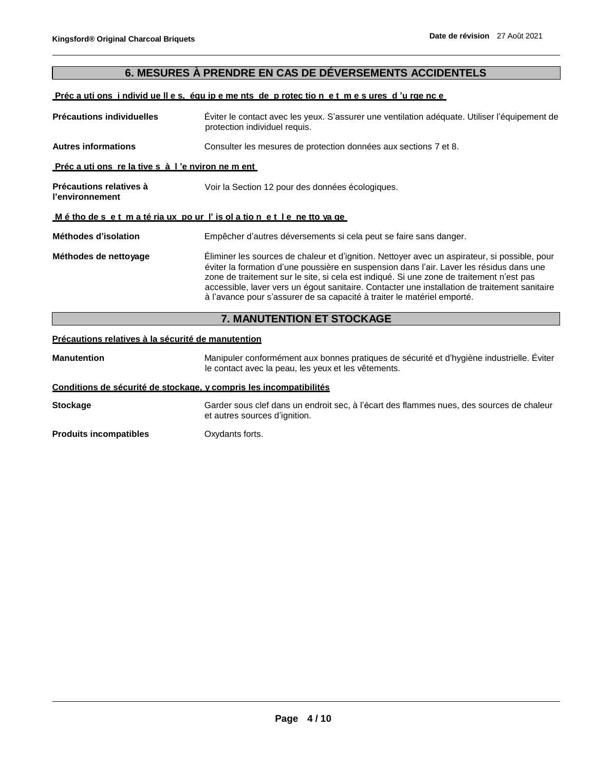## 6. MESURES À PRENDRE EN CAS DE DÉVERSEMENTS ACCIDENTELS

**Précautions individuelles, équipements de protection et mesures d'urgence**

**Précautions individuelles** Éviter le contact avec les yeux. S'assurer une ventilation adéquate. Utiliser l'équipement de protection individuel requis.

**Autres informations** Consulter les mesures de protection données aux sections 7 et 8.

**Précautions relatives à l'environnement**

**Précautions relatives à l'environnement** Voir la Section 12 pour des données écologiques.

**Méthodes et matériaux pour l'isolation et le nettoyage**

**Méthodes d'isolation** Empêcher d'autres déversements si cela peut se faire sans danger.

**Méthodes de nettoyage** Éliminer les sources de chaleur et d'ignition. Nettoyer avec un aspirateur, si possible, pour éviter la formation d'une poussière en suspension dans l'air. Laver les résidus dans une zone de traitement sur le site, si cela est indiqué. Si une zone de traitement n'est pas accessible, laver vers un égout sanitaire. Contacter une installation de traitement sanitaire à l'avance pour s'assurer de sa capacité à traiter le matériel emporté.

## 7. MANUTENTION ET STOCKAGE

**Précautions relatives à la sécurité de manutention**

**Manutention** Manipuler conformément aux bonnes pratiques de sécurité et d'hygiène industrielle. Éviter le contact avec la peau, les yeux et les vêtements.

**Conditions de sécurité de stockage, y compris les incompatibilités**

**Stockage** Garder sous clef dans un endroit sec, à l'écart des flammes nues, des sources de chaleur et autres sources d'ignition.

**Produits incompatibles** Oxydants forts.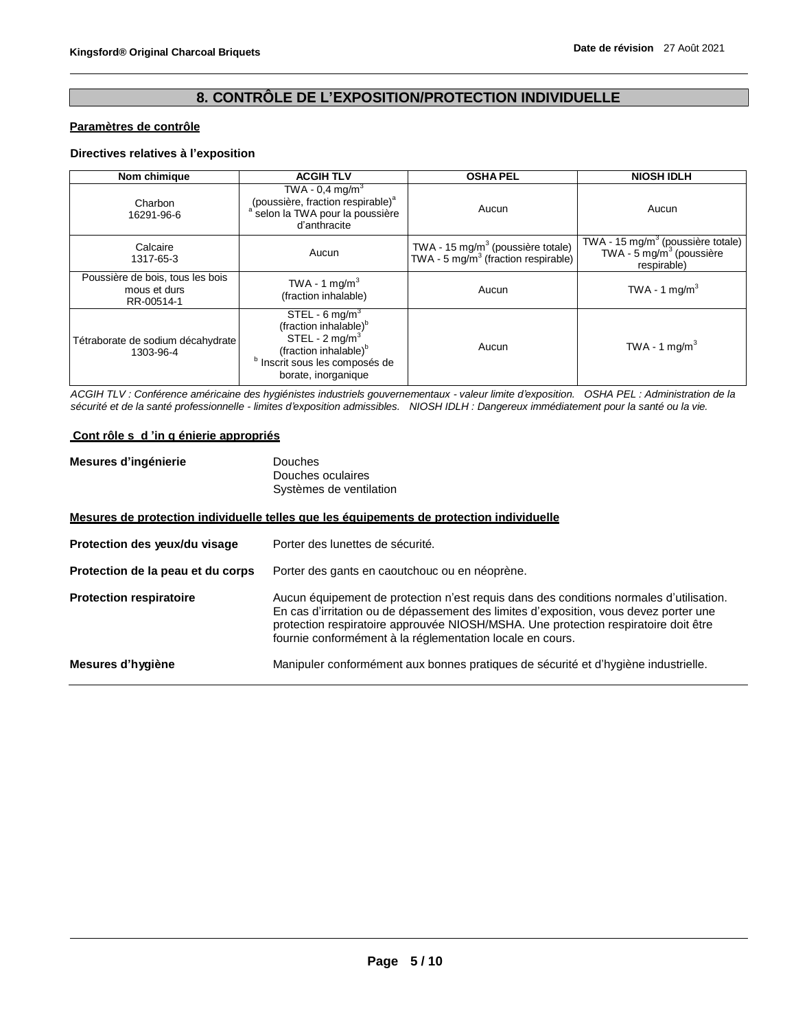## 8. CONTRÔLE DE L'EXPOSITION/PROTECTION INDIVIDUELLE

**Paramètres de contrôle**

**Directives relatives à l'exposition**

| Nom chimique | ACGIH TLV | OSHA PEL | NIOSH IDLH |
|---|---|---|---|
| Charbon<br>16291-96-6 | TWA - 0,4 $mg/m^3$<br>(poussière, fraction respirable)[a]<br>[a] selon la TWA pour la poussière d'anthracite | Aucun | Aucun |
| Calcaire<br>1317-65-3 | Aucun | TWA - 15 $mg/m^3$ (poussière totale)<br>TWA - 5 $mg/m^3$ (fraction respirable) | TWA - 15 $mg/m^3$ (poussière totale)<br>TWA - 5 $mg/m^3$ (poussière respirable) |
| Poussière de bois, tous les bois mous et durs<br>RR-00514-1 | TWA - 1 $mg/m^3$<br>(fraction inhalable) | Aucun | TWA - 1 $mg/m^3$ |
| Tétraborate de sodium décahydrate<br>1303-96-4 | STEL - 6 $mg/m^3$<br>(fraction inhalable)[b]<br>STEL - 2 $mg/m^3$<br>(fraction inhalable)[b]<br>[b] Inscrit sous les composés de borate, inorganique | Aucun | TWA - 1 $mg/m^3$ |

*ACGIH TLV : Conférence américaine des hygiénistes industriels gouvernementaux - valeur limite d'exposition. OSHA PEL : Administration de la sécurité et de la santé professionnelle - limites d'exposition admissibles. NIOSH IDLH : Dangereux immédiatement pour la santé ou la vie.*

**Cont rôle s d 'in g énierie appropriés**

**Mesures d'ingénierie**
Douches
Douches oculaires
Systèmes de ventilation

**Mesures de protection individuelle telles que les équipements de protection individuelle**

**Protection des yeux/du visage** Porter des lunettes de sécurité.

**Protection de la peau et du corps** Porter des gants en caoutchouc ou en néoprène.

**Protection respiratoire** Aucun équipement de protection n'est requis dans des conditions normales d'utilisation. En cas d'irritation ou de dépassement des limites d'exposition, vous devez porter une protection respiratoire approuvée NIOSH/MSHA. Une protection respiratoire doit être fournie conformément à la réglementation locale en cours.

**Mesures d'hygiène** Manipuler conformément aux bonnes pratiques de sécurité et d'hygiène industrielle.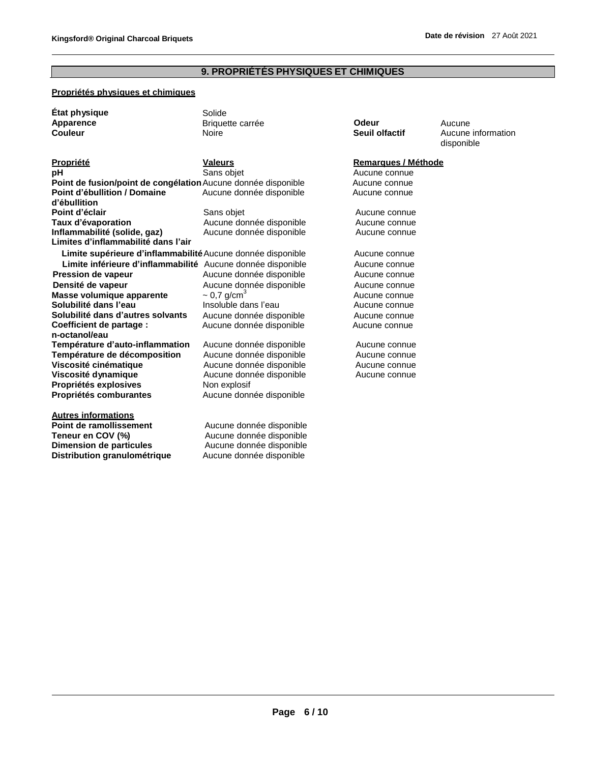## 9. PROPRIÉTÉS PHYSIQUES ET CHIMIQUES

**Propriétés physiques et chimiques**

| | | | |
|---|---|---|---|
| **État physique** | Solide | | |
| **Apparence** | Briquette carrée | **Odeur** | Aucune |
| **Couleur** | Noire | **Seuil olfactif** | Aucune information disponible |

| **Propriété** | **Valeurs** | **Remarques / Méthode** |
|---|---|---|
| **pH** | Sans objet | Aucune connue |
| **Point de fusion/point de congélation** | Aucune donnée disponible | Aucune connue |
| **Point d'ébullition / Domaine d'ébullition** | Aucune donnée disponible | Aucune connue |
| **Point d'éclair** | Sans objet | Aucune connue |
| **Taux d'évaporation** | Aucune donnée disponible | Aucune connue |
| **Inflammabilité (solide, gaz)** | Aucune donnée disponible | Aucune connue |
| **Limites d'inflammabilité dans l'air** | | |
| **Limite supérieure d'inflammabilité** | Aucune donnée disponible | Aucune connue |
| **Limite inférieure d'inflammabilité** | Aucune donnée disponible | Aucune connue |
| **Pression de vapeur** | Aucune donnée disponible | Aucune connue |
| **Densité de vapeur** | Aucune donnée disponible | Aucune connue |
| **Masse volumique apparente** | ~ 0,7 g/cm$^3$ | Aucune connue |
| **Solubilité dans l'eau** | Insoluble dans l'eau | Aucune connue |
| **Solubilité dans d'autres solvants** | Aucune donnée disponible | Aucune connue |
| **Coefficient de partage : n-octanol/eau** | Aucune donnée disponible | Aucune connue |
| **Température d'auto-inflammation** | Aucune donnée disponible | Aucune connue |
| **Température de décomposition** | Aucune donnée disponible | Aucune connue |
| **Viscosité cinématique** | Aucune donnée disponible | Aucune connue |
| **Viscosité dynamique** | Aucune donnée disponible | Aucune connue |
| **Propriétés explosives** | Non explosif | |
| **Propriétés comburantes** | Aucune donnée disponible | |

**Autres informations**

| | |
|---|---|
| **Point de ramollissement** | Aucune donnée disponible |
| **Teneur en COV (%)** | Aucune donnée disponible |
| **Dimension de particules** | Aucune donnée disponible |
| **Distribution granulométrique** | Aucune donnée disponible |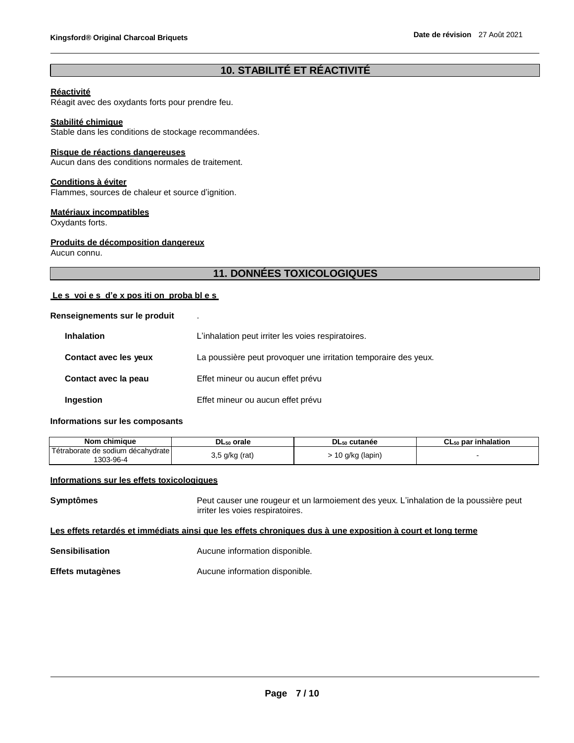## 10. STABILITÉ ET RÉACTIVITÉ

**Réactivité**
Réagit avec des oxydants forts pour prendre feu.

**Stabilité chimique**
Stable dans les conditions de stockage recommandées.

**Risque de réactions dangereuses**
Aucun dans des conditions normales de traitement.

**Conditions à éviter**
Flammes, sources de chaleur et source d'ignition.

**Matériaux incompatibles**
Oxydants forts.

**Produits de décomposition dangereux**
Aucun connu.

## 11. DONNÉES TOXICOLOGIQUES

**Les voies d'exposition probables**

**Renseignements sur le produit** .

**Inhalation** L'inhalation peut irriter les voies respiratoires.

**Contact avec les yeux** La poussière peut provoquer une irritation temporaire des yeux.

**Contact avec la peau** Effet mineur ou aucun effet prévu

**Ingestion** Effet mineur ou aucun effet prévu

**Informations sur les composants**

| Nom chimique | $DL_{50}$ orale | $DL_{50}$ cutanée | $CL_{50}$ par inhalation |
|---|---|---|---|
| Tétraborate de sodium décahydrate 1303-96-4 | 3,5 g/kg (rat) | > 10 g/kg (lapin) | - |

**Informations sur les effets toxicologiques**

**Symptômes** Peut causer une rougeur et un larmoiement des yeux. L'inhalation de la poussière peut irriter les voies respiratoires.

**Les effets retardés et immédiats ainsi que les effets chroniques dus à une exposition à court et long terme**

**Sensibilisation** Aucune information disponible.

**Effets mutagènes** Aucune information disponible.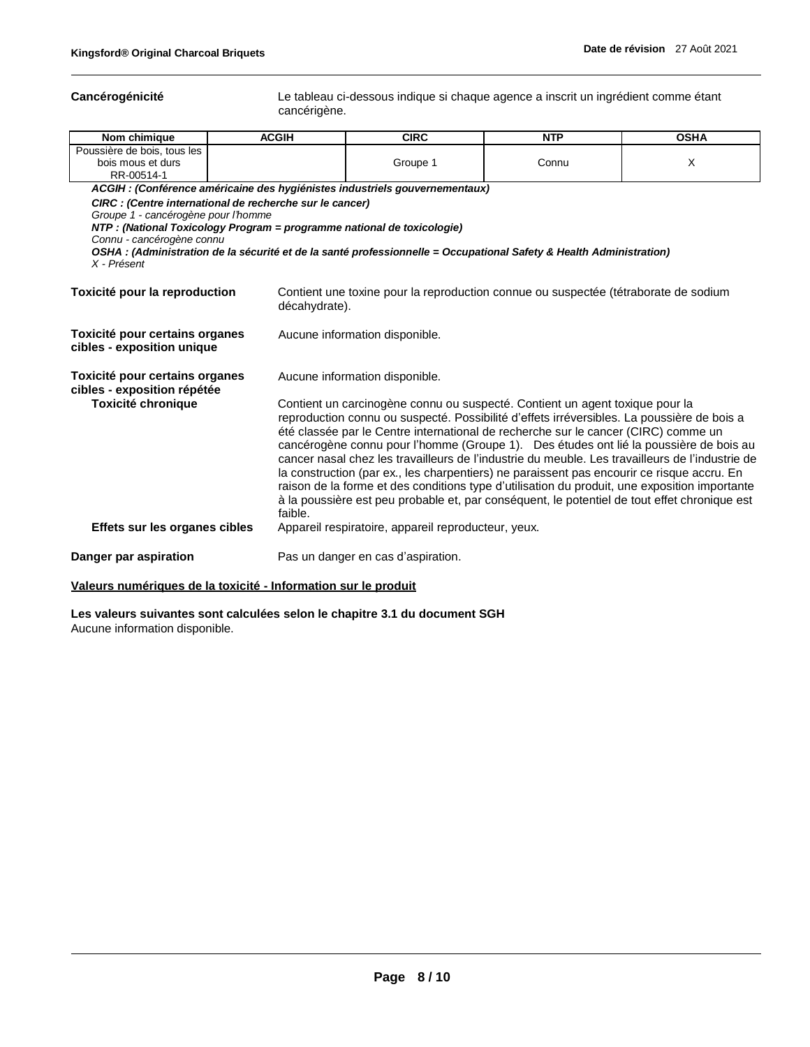**Cancérogénicité** Le tableau ci-dessous indique si chaque agence a inscrit un ingrédient comme étant cancérigène.

| Nom chimique | ACGIH | CIRC | NTP | OSHA |
|---|---|---|---|---|
| Poussière de bois, tous les bois mous et durs RR-00514-1 | | Groupe 1 | Connu | X |

***ACGIH : (Conférence américaine des hygiénistes industriels gouvernementaux)***
***CIRC : (Centre international de recherche sur le cancer)***
*Groupe 1 - cancérogène pour l'homme*
***NTP : (National Toxicology Program = programme national de toxicologie)***
*Connu - cancérogène connu*
***OSHA : (Administration de la sécurité et de la santé professionnelle = Occupational Safety & Health Administration)***
*X - Présent*

**Toxicité pour la reproduction** Contient une toxine pour la reproduction connue ou suspectée (tétraborate de sodium décahydrate).

**Toxicité pour certains organes cibles - exposition unique** Aucune information disponible.

**Toxicité pour certains organes cibles - exposition répétée** Aucune information disponible.

**Toxicité chronique** Contient un carcinogène connu ou suspecté. Contient un agent toxique pour la reproduction connu ou suspecté. Possibilité d'effets irréversibles. La poussière de bois a été classée par le Centre international de recherche sur le cancer (CIRC) comme un cancérogène connu pour l'homme (Groupe 1). Des études ont lié la poussière de bois au cancer nasal chez les travailleurs de l'industrie du meuble. Les travailleurs de l'industrie de la construction (par ex., les charpentiers) ne paraissent pas encourir ce risque accru. En raison de la forme et des conditions type d'utilisation du produit, une exposition importante à la poussière est peu probable et, par conséquent, le potentiel de tout effet chronique est faible.

**Effets sur les organes cibles** Appareil respiratoire, appareil reproducteur, yeux.

**Danger par aspiration** Pas un danger en cas d'aspiration.

**Valeurs numériques de la toxicité - Information sur le produit**

**Les valeurs suivantes sont calculées selon le chapitre 3.1 du document SGH**
Aucune information disponible.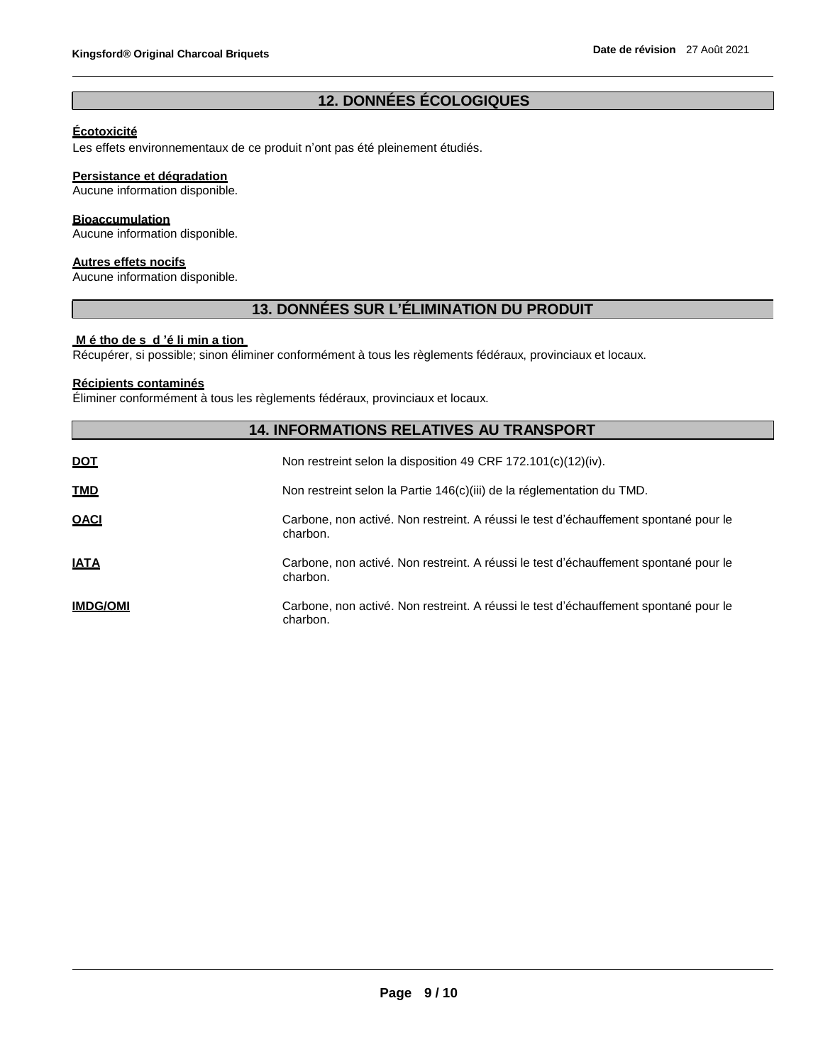## 12. DONNÉES ÉCOLOGIQUES

**Écotoxicité**

Les effets environnementaux de ce produit n'ont pas été pleinement étudiés.

**Persistance et dégradation**

Aucune information disponible.

**Bioaccumulation**

Aucune information disponible.

**Autres effets nocifs**

Aucune information disponible.

## 13. DONNÉES SUR L'ÉLIMINATION DU PRODUIT

**Méthodes d'élimination**

Récupérer, si possible; sinon éliminer conformément à tous les règlements fédéraux, provinciaux et locaux.

**Récipients contaminés**

Éliminer conformément à tous les règlements fédéraux, provinciaux et locaux.

## 14. INFORMATIONS RELATIVES AU TRANSPORT

| | |
|---|---|
| **DOT** | Non restreint selon la disposition 49 CRF 172.101(c)(12)(iv). |
| **TMD** | Non restreint selon la Partie 146(c)(iii) de la réglementation du TMD. |
| **OACI** | Carbone, non activé. Non restreint. A réussi le test d'échauffement spontané pour le charbon. |
| **IATA** | Carbone, non activé. Non restreint. A réussi le test d'échauffement spontané pour le charbon. |
| **IMDG/OMI** | Carbone, non activé. Non restreint. A réussi le test d'échauffement spontané pour le charbon. |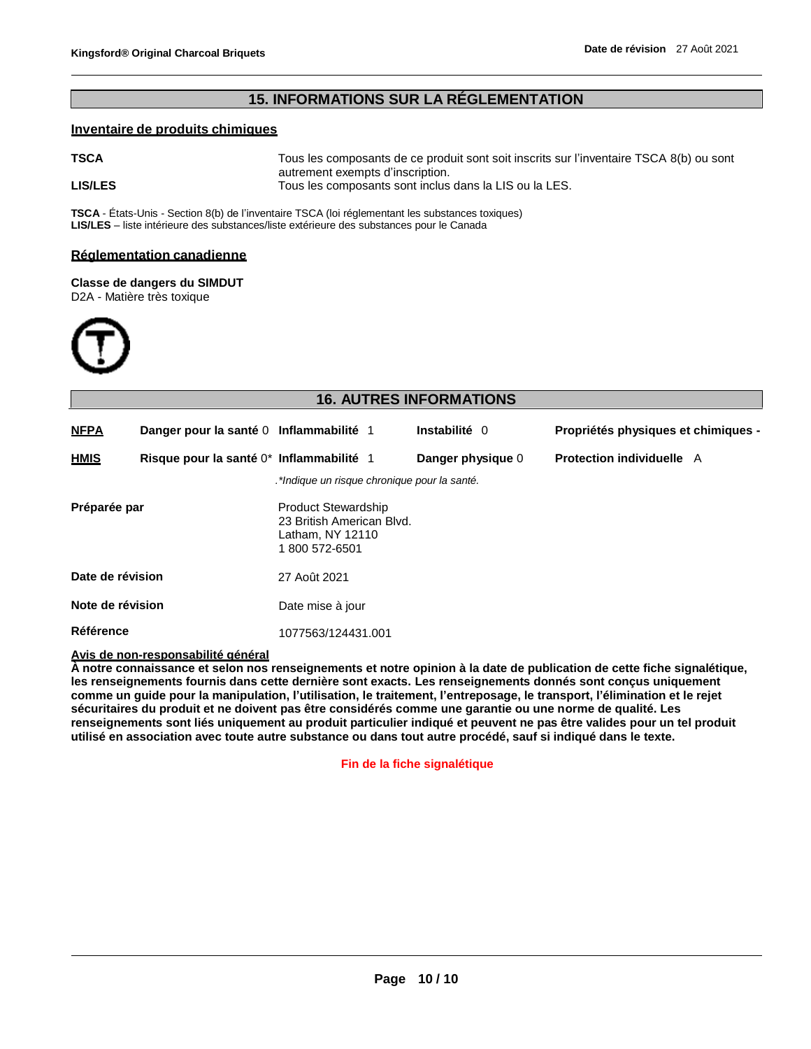## 15. INFORMATIONS SUR LA RÉGLEMENTATION

**Inventaire de produits chimiques**

| | |
|---|---|
| **TSCA** | Tous les composants de ce produit sont soit inscrits sur l'inventaire TSCA 8(b) ou sont autrement exempts d'inscription. |
| **LIS/LES** | Tous les composants sont inclus dans la LIS ou la LES. |

**TSCA** - États-Unis - Section 8(b) de l'inventaire TSCA (loi réglementant les substances toxiques)
**LIS/LES** – liste intérieure des substances/liste extérieure des substances pour le Canada

**Réglementation canadienne**

**Classe de dangers du SIMDUT**
D2A - Matière très toxique

## 16. AUTRES INFORMATIONS

| | | | | |
|---|---|---|---|---|
| **NFPA** | **Danger pour la santé** 0 | **Inflammabilité** 1 | **Instabilité** 0 | **Propriétés physiques et chimiques** - |
| **HMIS** | **Risque pour la santé** 0* | **Inflammabilité** 1 | **Danger physique** 0 | **Protection individuelle** A |

*.\*Indique un risque chronique pour la santé.*

| | |
|---|---|
| **Préparée par** | Product Stewardship<br>23 British American Blvd.<br>Latham, NY 12110<br>1 800 572-6501 |
| **Date de révision** | 27 Août 2021 |
| **Note de révision** | Date mise à jour |
| **Référence** | 1077563/124431.001 |

**Avis de non-responsabilité général**

**À notre connaissance et selon nos renseignements et notre opinion à la date de publication de cette fiche signalétique, les renseignements fournis dans cette dernière sont exacts. Les renseignements donnés sont conçus uniquement comme un guide pour la manipulation, l'utilisation, le traitement, l'entreposage, le transport, l'élimination et le rejet sécuritaires du produit et ne doivent pas être considérés comme une garantie ou une norme de qualité. Les renseignements sont liés uniquement au produit particulier indiqué et peuvent ne pas être valides pour un tel produit utilisé en association avec toute autre substance ou dans tout autre procédé, sauf si indiqué dans le texte.**

**Fin de la fiche signalétique**